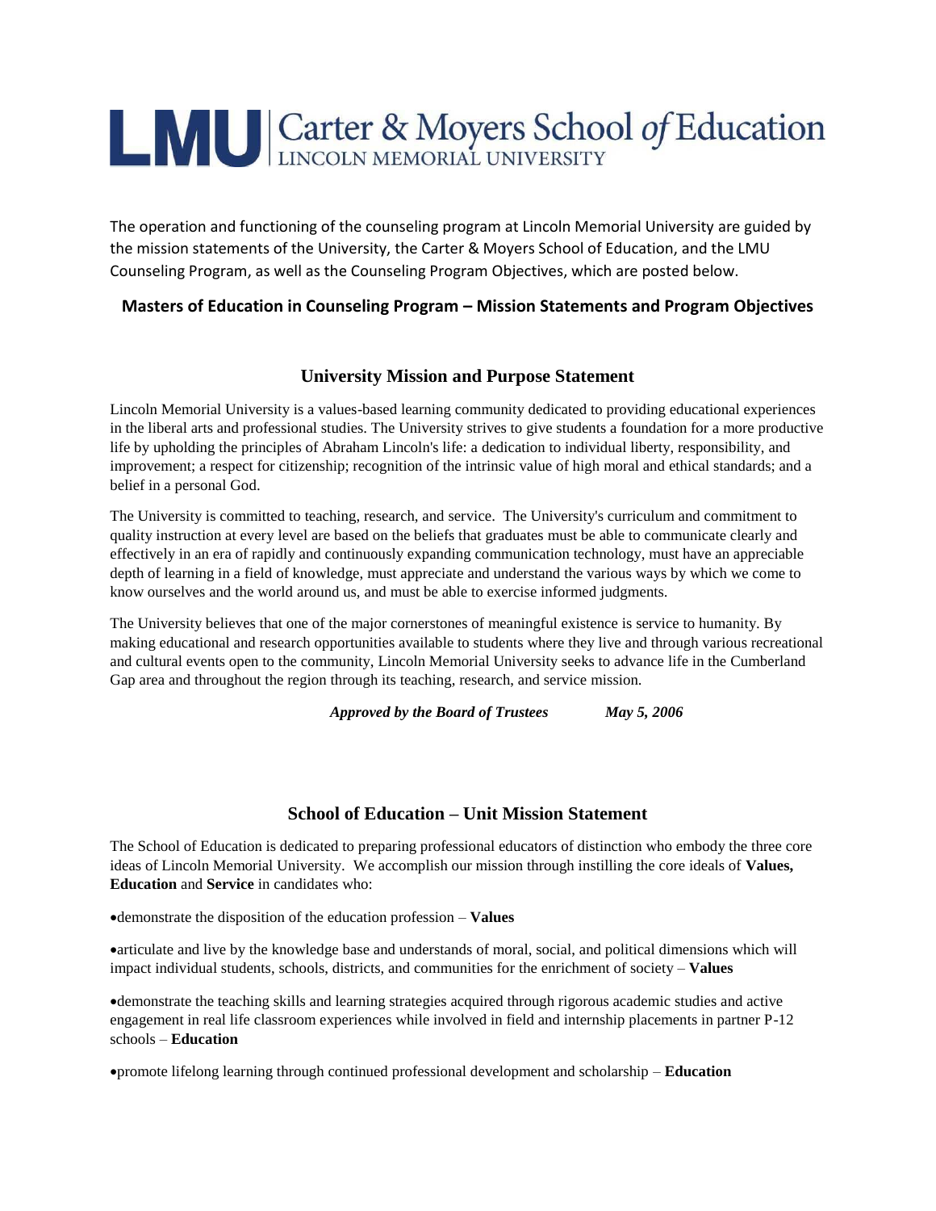# LMU Carter & Moyers School of Education

LINCOLN MEMORIAL UNIVERSITY

The operation and functioning of the counseling program at Lincoln Memorial University are guided by the mission statements of the University, the Carter & Moyers School of Education, and the LMU Counseling Program, as well as the Counseling Program Objectives, which are posted below.

## Masters of Education in Counseling Program – Mission Statements and Program Objectives

### University Mission and Purpose Statement

Lincoln Memorial University is a values-based learning community dedicated to providing educational experiences in the liberal arts and professional studies. The University strives to give students a foundation for a more productive life by upholding the principles of Abraham Lincoln's life: a dedication to individual liberty, responsibility, and improvement; a respect for citizenship; recognition of the intrinsic value of high moral and ethical standards; and a belief in a personal God.

The University is committed to teaching, research, and service. The University's curriculum and commitment to quality instruction at every level are based on the beliefs that graduates must be able to communicate clearly and effectively in an era of rapidly and continuously expanding communication technology, must have an appreciable depth of learning in a field of knowledge, must appreciate and understand the various ways by which we come to know ourselves and the world around us, and must be able to exercise informed judgments.

The University believes that one of the major cornerstones of meaningful existence is service to humanity. By making educational and research opportunities available to students where they live and through various recreational and cultural events open to the community, Lincoln Memorial University seeks to advance life in the Cumberland Gap area and throughout the region through its teaching, research, and service mission.

***Approved by the Board of Trustees May 5, 2006***

### School of Education – Unit Mission Statement

The School of Education is dedicated to preparing professional educators of distinction who embody the three core ideas of Lincoln Memorial University. We accomplish our mission through instilling the core ideals of **Values, Education** and **Service** in candidates who:

- demonstrate the disposition of the education profession – **Values**
- articulate and live by the knowledge base and understands of moral, social, and political dimensions which will impact individual students, schools, districts, and communities for the enrichment of society – **Values**
- demonstrate the teaching skills and learning strategies acquired through rigorous academic studies and active engagement in real life classroom experiences while involved in field and internship placements in partner P-12 schools – **Education**
- promote lifelong learning through continued professional development and scholarship – **Education**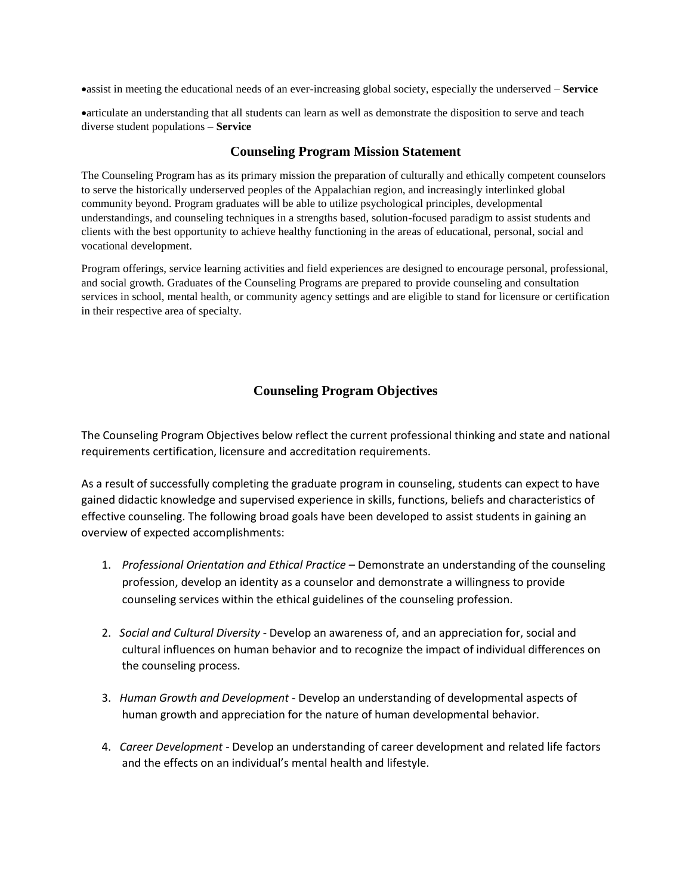- assist in meeting the educational needs of an ever-increasing global society, especially the underserved – **Service**

- articulate an understanding that all students can learn as well as demonstrate the disposition to serve and teach diverse student populations – **Service**

## Counseling Program Mission Statement

The Counseling Program has as its primary mission the preparation of culturally and ethically competent counselors to serve the historically underserved peoples of the Appalachian region, and increasingly interlinked global community beyond. Program graduates will be able to utilize psychological principles, developmental understandings, and counseling techniques in a strengths based, solution-focused paradigm to assist students and clients with the best opportunity to achieve healthy functioning in the areas of educational, personal, social and vocational development.

Program offerings, service learning activities and field experiences are designed to encourage personal, professional, and social growth. Graduates of the Counseling Programs are prepared to provide counseling and consultation services in school, mental health, or community agency settings and are eligible to stand for licensure or certification in their respective area of specialty.

## Counseling Program Objectives

The Counseling Program Objectives below reflect the current professional thinking and state and national requirements certification, licensure and accreditation requirements.

As a result of successfully completing the graduate program in counseling, students can expect to have gained didactic knowledge and supervised experience in skills, functions, beliefs and characteristics of effective counseling. The following broad goals have been developed to assist students in gaining an overview of expected accomplishments:

1. *Professional Orientation and Ethical Practice* – Demonstrate an understanding of the counseling profession, develop an identity as a counselor and demonstrate a willingness to provide counseling services within the ethical guidelines of the counseling profession.

2. *Social and Cultural Diversity* - Develop an awareness of, and an appreciation for, social and cultural influences on human behavior and to recognize the impact of individual differences on the counseling process.

3. *Human Growth and Development* - Develop an understanding of developmental aspects of human growth and appreciation for the nature of human developmental behavior.

4. *Career Development* - Develop an understanding of career development and related life factors and the effects on an individual's mental health and lifestyle.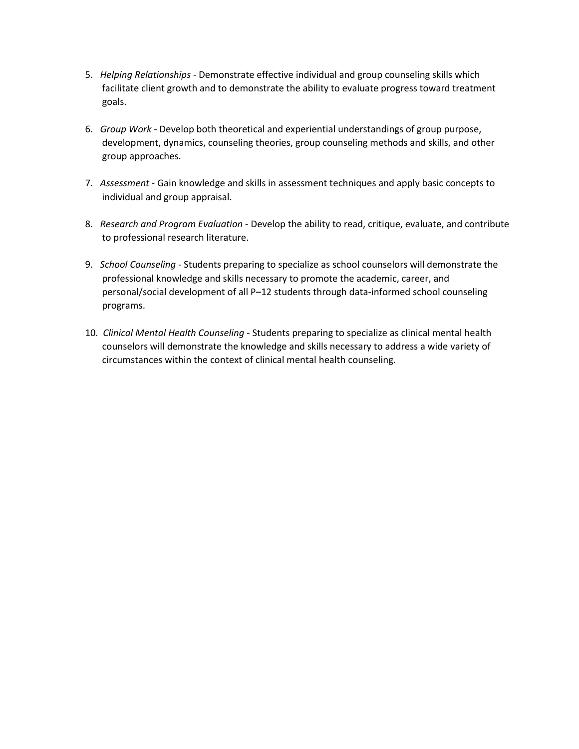5. *Helping Relationships* - Demonstrate effective individual and group counseling skills which facilitate client growth and to demonstrate the ability to evaluate progress toward treatment goals.

6. *Group Work* - Develop both theoretical and experiential understandings of group purpose, development, dynamics, counseling theories, group counseling methods and skills, and other group approaches.

7. *Assessment* - Gain knowledge and skills in assessment techniques and apply basic concepts to individual and group appraisal.

8. *Research and Program Evaluation* - Develop the ability to read, critique, evaluate, and contribute to professional research literature.

9. *School Counseling* - Students preparing to specialize as school counselors will demonstrate the professional knowledge and skills necessary to promote the academic, career, and personal/social development of all P–12 students through data-informed school counseling programs.

10. *Clinical Mental Health Counseling* - Students preparing to specialize as clinical mental health counselors will demonstrate the knowledge and skills necessary to address a wide variety of circumstances within the context of clinical mental health counseling.